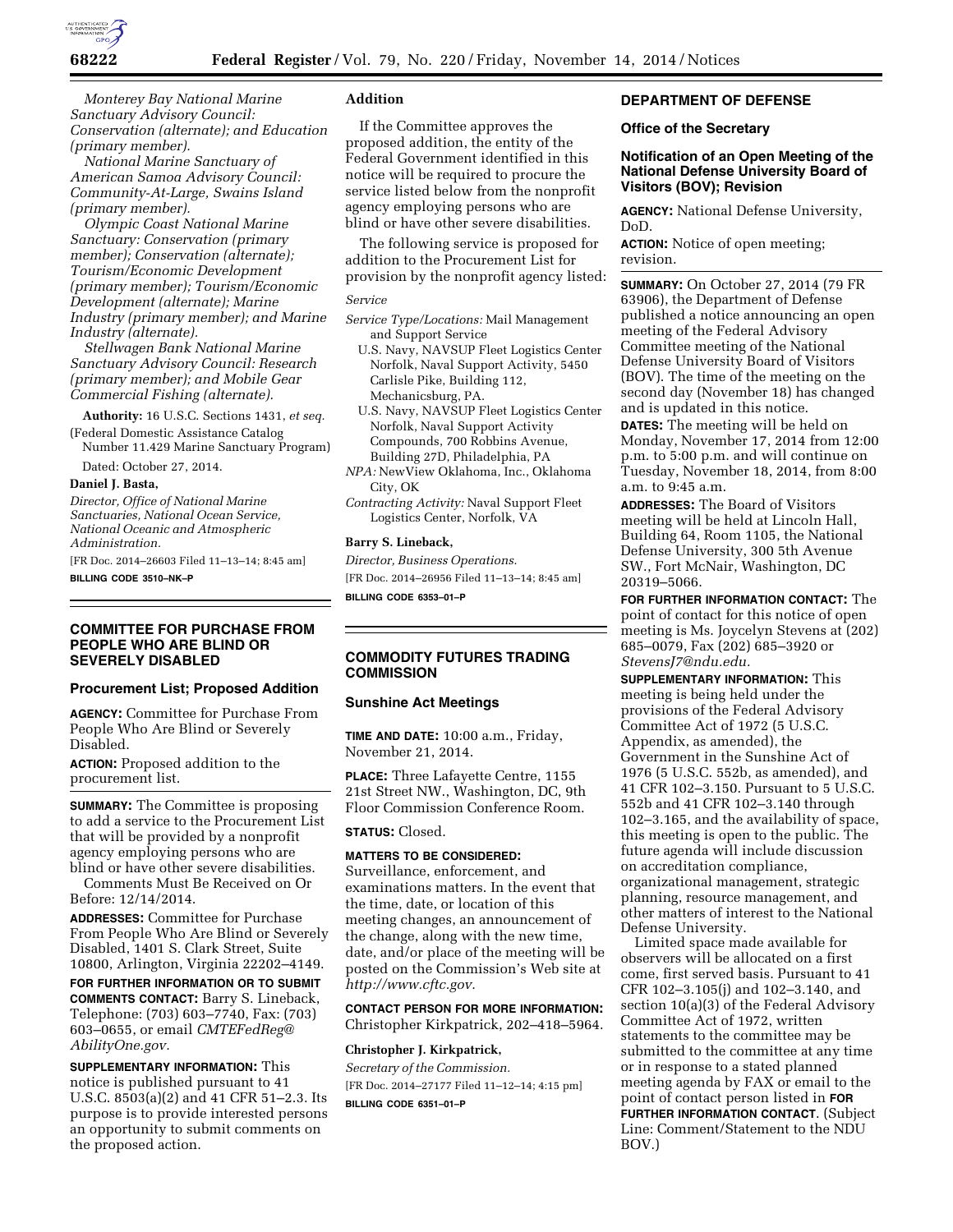*Monterey Bay National Marine Sanctuary Advisory Council: Conservation (alternate); and Education (primary member).*

*National Marine Sanctuary of American Samoa Advisory Council: Community-At-Large, Swains Island (primary member).*

*Olympic Coast National Marine Sanctuary: Conservation (primary member); Conservation (alternate); Tourism/Economic Development (primary member); Tourism/Economic Development (alternate); Marine Industry (primary member); and Marine Industry (alternate).*

*Stellwagen Bank National Marine Sanctuary Advisory Council: Research (primary member); and Mobile Gear Commercial Fishing (alternate).*

**Authority:** 16 U.S.C. Sections 1431, *et seq.*

(Federal Domestic Assistance Catalog Number 11.429 Marine Sanctuary Program)

Dated: October 27, 2014.

**Daniel J. Basta,**

*Director, Office of National Marine Sanctuaries, National Ocean Service, National Oceanic and Atmospheric Administration.*

[FR Doc. 2014–26603 Filed 11–13–14; 8:45 am]

**BILLING CODE 3510–NK–P**

## COMMITTEE FOR PURCHASE FROM PEOPLE WHO ARE BLIND OR SEVERELY DISABLED

### Procurement List; Proposed Addition

**AGENCY:** Committee for Purchase From People Who Are Blind or Severely Disabled.

**ACTION:** Proposed addition to the procurement list.

**SUMMARY:** The Committee is proposing to add a service to the Procurement List that will be provided by a nonprofit agency employing persons who are blind or have other severe disabilities.

Comments Must Be Received on Or Before: 12/14/2014.

**ADDRESSES:** Committee for Purchase From People Who Are Blind or Severely Disabled, 1401 S. Clark Street, Suite 10800, Arlington, Virginia 22202–4149.

**FOR FURTHER INFORMATION OR TO SUBMIT COMMENTS CONTACT:** Barry S. Lineback, Telephone: (703) 603–7740, Fax: (703) 603–0655, or email *CMTEFedReg@AbilityOne.gov.*

**SUPPLEMENTARY INFORMATION:** This notice is published pursuant to 41 U.S.C. 8503(a)(2) and 41 CFR 51–2.3. Its purpose is to provide interested persons an opportunity to submit comments on the proposed action.

### Addition

If the Committee approves the proposed addition, the entity of the Federal Government identified in this notice will be required to procure the service listed below from the nonprofit agency employing persons who are blind or have other severe disabilities.

The following service is proposed for addition to the Procurement List for provision by the nonprofit agency listed:

*Service*

*Service Type/Locations:* Mail Management and Support Service
- U.S. Navy, NAVSUP Fleet Logistics Center Norfolk, Naval Support Activity, 5450 Carlisle Pike, Building 112, Mechanicsburg, PA.
- U.S. Navy, NAVSUP Fleet Logistics Center Norfolk, Naval Support Activity Compounds, 700 Robbins Avenue, Building 27D, Philadelphia, PA

*NPA:* NewView Oklahoma, Inc., Oklahoma City, OK

*Contracting Activity:* Naval Support Fleet Logistics Center, Norfolk, VA

**Barry S. Lineback,**

*Director, Business Operations.*

[FR Doc. 2014–26956 Filed 11–13–14; 8:45 am]

**BILLING CODE 6353–01–P**

## COMMODITY FUTURES TRADING COMMISSION

### Sunshine Act Meetings

**TIME AND DATE:** 10:00 a.m., Friday, November 21, 2014.

**PLACE:** Three Lafayette Centre, 1155 21st Street NW., Washington, DC, 9th Floor Commission Conference Room.

**STATUS:** Closed.

**MATTERS TO BE CONSIDERED:** Surveillance, enforcement, and examinations matters. In the event that the time, date, or location of this meeting changes, an announcement of the change, along with the new time, date, and/or place of the meeting will be posted on the Commission's Web site at *http://www.cftc.gov.*

**CONTACT PERSON FOR MORE INFORMATION:** Christopher Kirkpatrick, 202–418–5964.

**Christopher J. Kirkpatrick,**

*Secretary of the Commission.*

[FR Doc. 2014–27177 Filed 11–12–14; 4:15 pm]

**BILLING CODE 6351–01–P**

## DEPARTMENT OF DEFENSE

### Office of the Secretary

### Notification of an Open Meeting of the National Defense University Board of Visitors (BOV); Revision

**AGENCY:** National Defense University, DoD.

**ACTION:** Notice of open meeting; revision.

**SUMMARY:** On October 27, 2014 (79 FR 63906), the Department of Defense published a notice announcing an open meeting of the Federal Advisory Committee meeting of the National Defense University Board of Visitors (BOV). The time of the meeting on the second day (November 18) has changed and is updated in this notice.

**DATES:** The meeting will be held on Monday, November 17, 2014 from 12:00 p.m. to 5:00 p.m. and will continue on Tuesday, November 18, 2014, from 8:00 a.m. to 9:45 a.m.

**ADDRESSES:** The Board of Visitors meeting will be held at Lincoln Hall, Building 64, Room 1105, the National Defense University, 300 5th Avenue SW., Fort McNair, Washington, DC 20319–5066.

**FOR FURTHER INFORMATION CONTACT:** The point of contact for this notice of open meeting is Ms. Joycelyn Stevens at (202) 685–0079, Fax (202) 685–3920 or *StevensJ7@ndu.edu.*

**SUPPLEMENTARY INFORMATION:** This meeting is being held under the provisions of the Federal Advisory Committee Act of 1972 (5 U.S.C. Appendix, as amended), the Government in the Sunshine Act of 1976 (5 U.S.C. 552b, as amended), and 41 CFR 102–3.150. Pursuant to 5 U.S.C. 552b and 41 CFR 102–3.140 through 102–3.165, and the availability of space, this meeting is open to the public. The future agenda will include discussion on accreditation compliance, organizational management, strategic planning, resource management, and other matters of interest to the National Defense University.

Limited space made available for observers will be allocated on a first come, first served basis. Pursuant to 41 CFR 102–3.105(j) and 102–3.140, and section 10(a)(3) of the Federal Advisory Committee Act of 1972, written statements to the committee may be submitted to the committee at any time or in response to a stated planned meeting agenda by FAX or email to the point of contact person listed in **FOR FURTHER INFORMATION CONTACT**. (Subject Line: Comment/Statement to the NDU BOV.)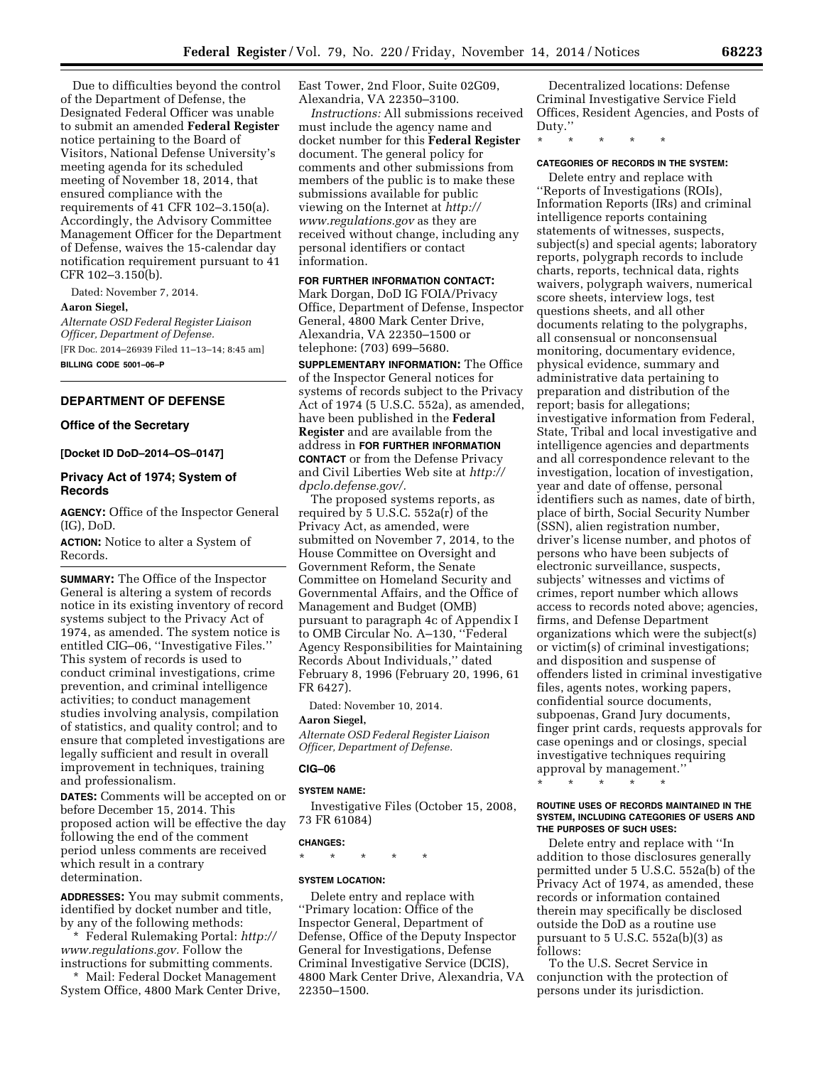Due to difficulties beyond the control of the Department of Defense, the Designated Federal Officer was unable to submit an amended **Federal Register** notice pertaining to the Board of Visitors, National Defense University's meeting agenda for its scheduled meeting of November 18, 2014, that ensured compliance with the requirements of 41 CFR 102–3.150(a). Accordingly, the Advisory Committee Management Officer for the Department of Defense, waives the 15-calendar day notification requirement pursuant to 41 CFR 102–3.150(b).

Dated: November 7, 2014.

**Aaron Siegel,**

*Alternate OSD Federal Register Liaison Officer, Department of Defense.*

[FR Doc. 2014–26939 Filed 11–13–14; 8:45 am]

**BILLING CODE 5001–06–P**

## DEPARTMENT OF DEFENSE

### Office of the Secretary

**[Docket ID DoD–2014–OS–0147]**

### Privacy Act of 1974; System of Records

**AGENCY:** Office of the Inspector General (IG), DoD.

**ACTION:** Notice to alter a System of Records.

**SUMMARY:** The Office of the Inspector General is altering a system of records notice in its existing inventory of record systems subject to the Privacy Act of 1974, as amended. The system notice is entitled CIG–06, ''Investigative Files.'' This system of records is used to conduct criminal investigations, crime prevention, and criminal intelligence activities; to conduct management studies involving analysis, compilation of statistics, and quality control; and to ensure that completed investigations are legally sufficient and result in overall improvement in techniques, training and professionalism.

**DATES:** Comments will be accepted on or before December 15, 2014. This proposed action will be effective the day following the end of the comment period unless comments are received which result in a contrary determination.

**ADDRESSES:** You may submit comments, identified by docket number and title, by any of the following methods:

\* Federal Rulemaking Portal: *http://www.regulations.gov.* Follow the instructions for submitting comments.

\* Mail: Federal Docket Management System Office, 4800 Mark Center Drive, East Tower, 2nd Floor, Suite 02G09, Alexandria, VA 22350–3100.

*Instructions:* All submissions received must include the agency name and docket number for this **Federal Register** document. The general policy for comments and other submissions from members of the public is to make these submissions available for public viewing on the Internet at *http://www.regulations.gov* as they are received without change, including any personal identifiers or contact information.

**FOR FURTHER INFORMATION CONTACT:** Mark Dorgan, DoD IG FOIA/Privacy Office, Department of Defense, Inspector General, 4800 Mark Center Drive, Alexandria, VA 22350–1500 or telephone: (703) 699–5680.

**SUPPLEMENTARY INFORMATION:** The Office of the Inspector General notices for systems of records subject to the Privacy Act of 1974 (5 U.S.C. 552a), as amended, have been published in the **Federal Register** and are available from the address in **FOR FURTHER INFORMATION CONTACT** or from the Defense Privacy and Civil Liberties Web site at *http://dpclo.defense.gov/.*

The proposed systems reports, as required by 5 U.S.C. 552a(r) of the Privacy Act, as amended, were submitted on November 7, 2014, to the House Committee on Oversight and Government Reform, the Senate Committee on Homeland Security and Governmental Affairs, and the Office of Management and Budget (OMB) pursuant to paragraph 4c of Appendix I to OMB Circular No. A–130, ''Federal Agency Responsibilities for Maintaining Records About Individuals,'' dated February 8, 1996 (February 20, 1996, 61 FR 6427).

Dated: November 10, 2014.

**Aaron Siegel,**

*Alternate OSD Federal Register Liaison Officer, Department of Defense.*

**CIG–06**

**SYSTEM NAME:**

Investigative Files (October 15, 2008, 73 FR 61084)

**CHANGES:**

\* \* \* \* \*

**SYSTEM LOCATION:**

Delete entry and replace with ''Primary location: Office of the Inspector General, Department of Defense, Office of the Deputy Inspector General for Investigations, Defense Criminal Investigative Service (DCIS), 4800 Mark Center Drive, Alexandria, VA 22350–1500.

Decentralized locations: Defense Criminal Investigative Service Field Offices, Resident Agencies, and Posts of Duty.''

\* \* \* \* \*

**CATEGORIES OF RECORDS IN THE SYSTEM:**

Delete entry and replace with ''Reports of Investigations (ROIs), Information Reports (IRs) and criminal intelligence reports containing statements of witnesses, suspects, subject(s) and special agents; laboratory reports, polygraph records to include charts, reports, technical data, rights waivers, polygraph waivers, numerical score sheets, interview logs, test questions sheets, and all other documents relating to the polygraphs, all consensual or nonconsensual monitoring, documentary evidence, physical evidence, summary and administrative data pertaining to preparation and distribution of the report; basis for allegations; investigative information from Federal, State, Tribal and local investigative and intelligence agencies and departments and all correspondence relevant to the investigation, location of investigation, year and date of offense, personal identifiers such as names, date of birth, place of birth, Social Security Number (SSN), alien registration number, driver's license number, and photos of persons who have been subjects of electronic surveillance, suspects, subjects' witnesses and victims of crimes, report number which allows access to records noted above; agencies, firms, and Defense Department organizations which were the subject(s) or victim(s) of criminal investigations; and disposition and suspense of offenders listed in criminal investigative files, agents notes, working papers, confidential source documents, subpoenas, Grand Jury documents, finger print cards, requests approvals for case openings and or closings, special investigative techniques requiring approval by management.''

\* \* \* \* \*

**ROUTINE USES OF RECORDS MAINTAINED IN THE SYSTEM, INCLUDING CATEGORIES OF USERS AND THE PURPOSES OF SUCH USES:**

Delete entry and replace with ''In addition to those disclosures generally permitted under 5 U.S.C. 552a(b) of the Privacy Act of 1974, as amended, these records or information contained therein may specifically be disclosed outside the DoD as a routine use pursuant to 5 U.S.C. 552a(b)(3) as follows:

To the U.S. Secret Service in conjunction with the protection of persons under its jurisdiction.